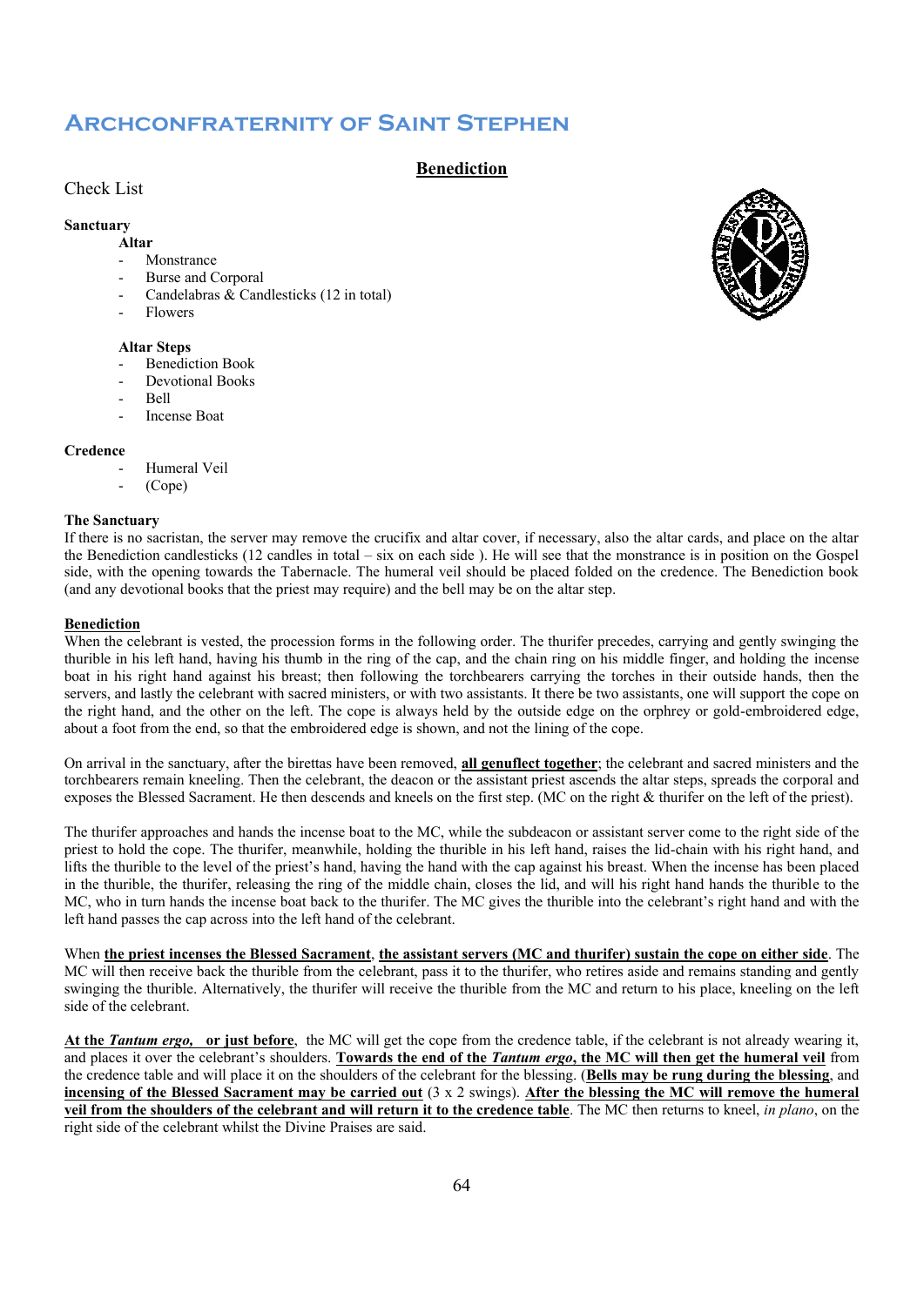# Archconfraternity of Saint Stephen

## Benediction

Check List

**Sanctuary**

**Altar**

- Monstrance
- Burse and Corporal
- Candelabras & Candlesticks (12 in total)
- Flowers

**Altar Steps**

- Benediction Book
- Devotional Books
- Bell
- Incense Boat

**Credence**

- Humeral Veil
- (Cope)

**The Sanctuary**

If there is no sacristan, the server may remove the crucifix and altar cover, if necessary, also the altar cards, and place on the altar the Benediction candlesticks (12 candles in total – six on each side ). He will see that the monstrance is in position on the Gospel side, with the opening towards the Tabernacle. The humeral veil should be placed folded on the credence. The Benediction book (and any devotional books that the priest may require) and the bell may be on the altar step.

**Benediction**

When the celebrant is vested, the procession forms in the following order. The thurifer precedes, carrying and gently swinging the thurible in his left hand, having his thumb in the ring of the cap, and the chain ring on his middle finger, and holding the incense boat in his right hand against his breast; then following the torchbearers carrying the torches in their outside hands, then the servers, and lastly the celebrant with sacred ministers, or with two assistants. It there be two assistants, one will support the cope on the right hand, and the other on the left. The cope is always held by the outside edge on the orphrey or gold-embroidered edge, about a foot from the end, so that the embroidered edge is shown, and not the lining of the cope.

On arrival in the sanctuary, after the birettas have been removed, **all genuflect together**; the celebrant and sacred ministers and the torchbearers remain kneeling. Then the celebrant, the deacon or the assistant priest ascends the altar steps, spreads the corporal and exposes the Blessed Sacrament. He then descends and kneels on the first step. (MC on the right & thurifer on the left of the priest).

The thurifer approaches and hands the incense boat to the MC, while the subdeacon or assistant server come to the right side of the priest to hold the cope. The thurifer, meanwhile, holding the thurible in his left hand, raises the lid-chain with his right hand, and lifts the thurible to the level of the priest's hand, having the hand with the cap against his breast. When the incense has been placed in the thurible, the thurifer, releasing the ring of the middle chain, closes the lid, and will his right hand hands the thurible to the MC, who in turn hands the incense boat back to the thurifer. The MC gives the thurible into the celebrant's right hand and with the left hand passes the cap across into the left hand of the celebrant.

When **the priest incenses the Blessed Sacrament**, **the assistant servers (MC and thurifer) sustain the cope on either side**. The MC will then receive back the thurible from the celebrant, pass it to the thurifer, who retires aside and remains standing and gently swinging the thurible. Alternatively, the thurifer will receive the thurible from the MC and return to his place, kneeling on the left side of the celebrant.

**At the *Tantum ergo*, or just before**, the MC will get the cope from the credence table, if the celebrant is not already wearing it, and places it over the celebrant's shoulders. **Towards the end of the *Tantum ergo*, the MC will then get the humeral veil** from the credence table and will place it on the shoulders of the celebrant for the blessing. (**Bells may be rung during the blessing**, and **incensing of the Blessed Sacrament may be carried out** (3 x 2 swings). **After the blessing the MC will remove the humeral veil from the shoulders of the celebrant and will return it to the credence table**. The MC then returns to kneel, *in plano*, on the right side of the celebrant whilst the Divine Praises are said.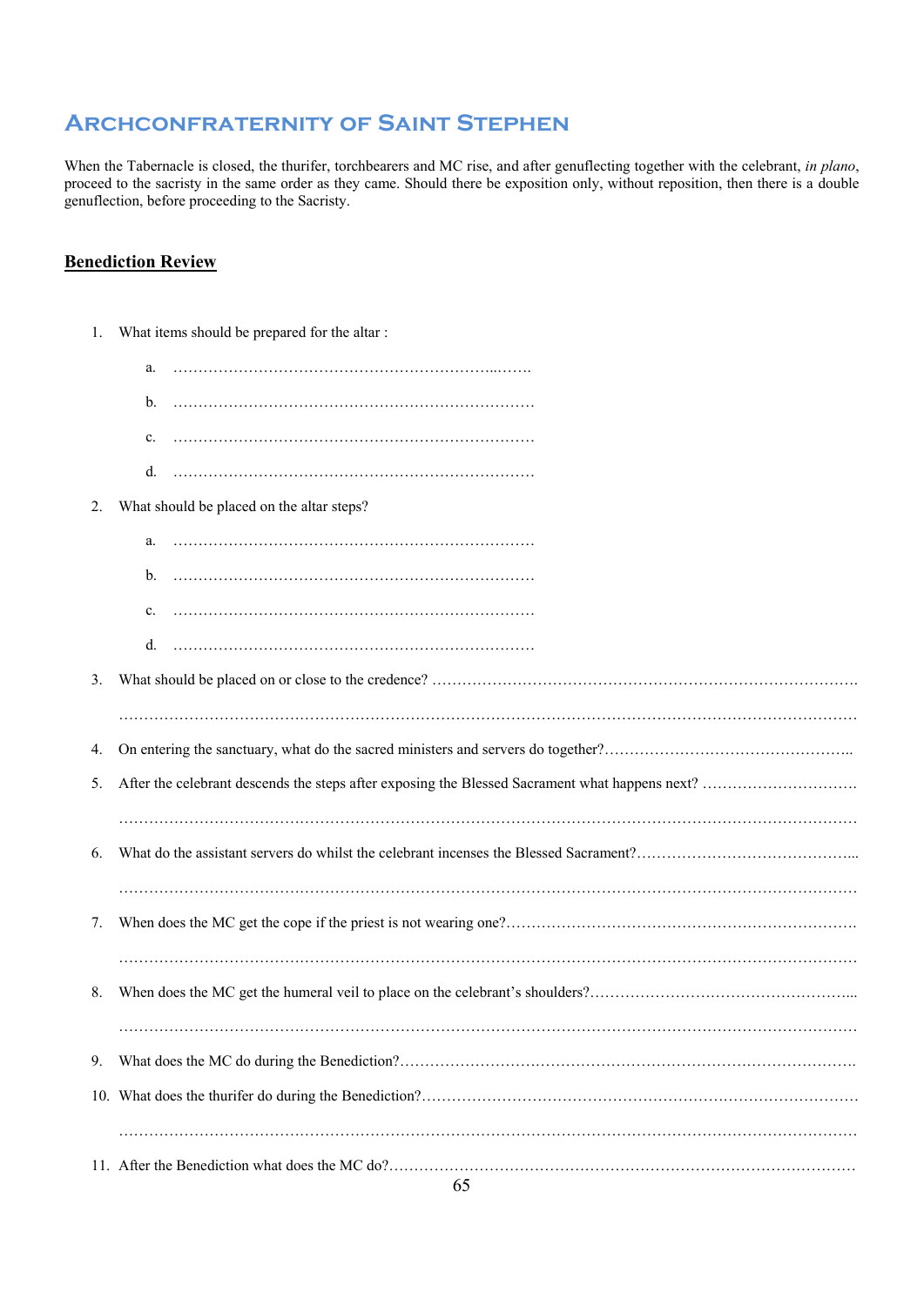When the Tabernacle is closed, the thurifer, torchbearers and MC rise, and after genuflecting together with the celebrant, *in plano*, proceed to the sacristy in the same order as they came. Should there be exposition only, without reposition, then there is a double genuflection, before proceeding to the Sacristy.

## Benediction Review

1. What items should be prepared for the altar :

   a. ……………………………………………………………...…….

   b. ………………………………………………………………

   c. ………………………………………………………………

   d. ………………………………………………………………

2. What should be placed on the altar steps?

   a. ………………………………………………………………

   b. ………………………………………………………………

   c. ………………………………………………………………

   d. ………………………………………………………………

3. What should be placed on or close to the credence? ………………………………………………………………………….

   ……………………………………………………………………………………………………………………………

4. On entering the sanctuary, what do the sacred ministers and servers do together?…………………………………………..

5. After the celebrant descends the steps after exposing the Blessed Sacrament what happens next? ………………………….

   ……………………………………………………………………………………………………………………………

6. What do the assistant servers do whilst the celebrant incenses the Blessed Sacrament?…………………………………...

   ……………………………………………………………………………………………………………………………

7. When does the MC get the cope if the priest is not wearing one?…………………………………………………………

   ……………………………………………………………………………………………………………………………

8. When does the MC get the humeral veil to place on the celebrant's shoulders?……………………………………………...

   ……………………………………………………………………………………………………………………………

9. What does the MC do during the Benediction?……………………………………………………………………………….

10. What does the thurifer do during the Benediction?…………………………………………………………………………

    ……………………………………………………………………………………………………………………………

11. After the Benediction what does the MC do?………………………………………………………………………………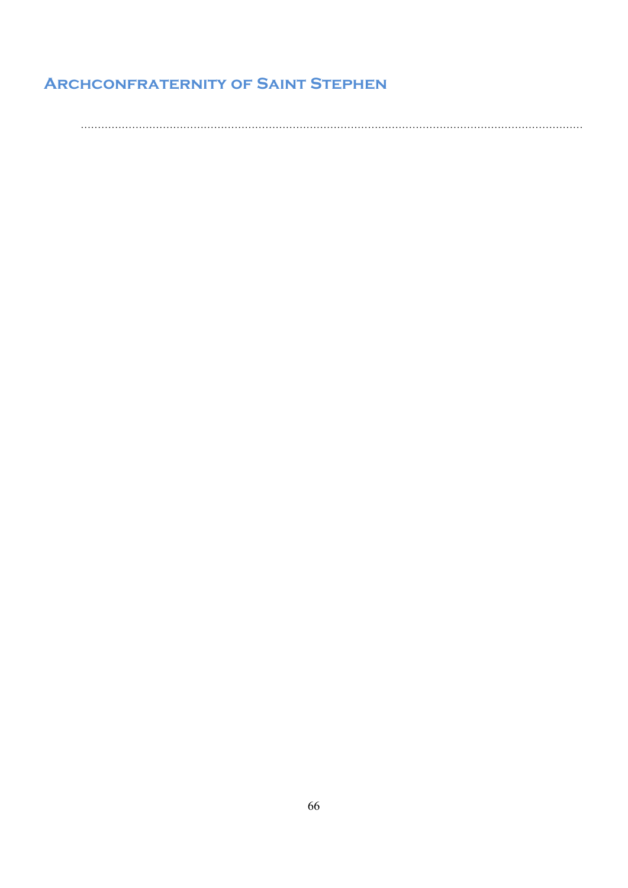## Archconfraternity of Saint Stephen

.....................................................................................................................................................